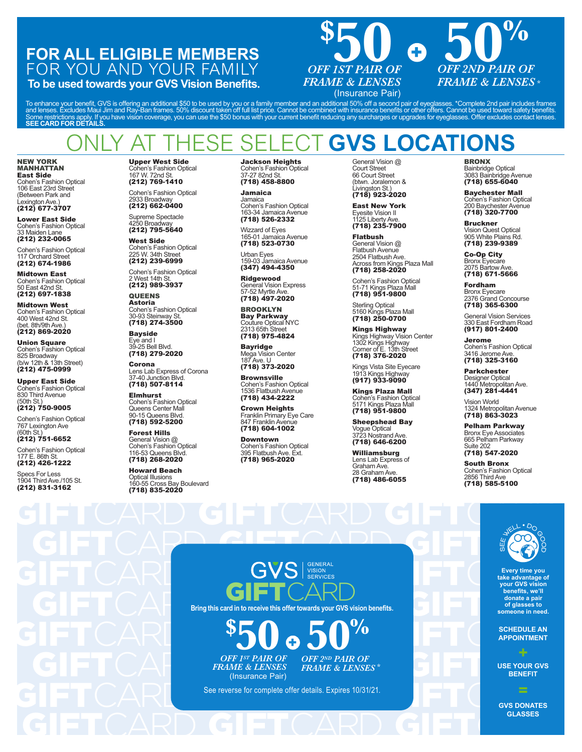# FOR ALL ELIGIBLE MEMBERS

FOR YOU AND YOUR FAMILY

**To be used towards your GVS Vision Benefits.**

**$50** *OFF 1ST PAIR OF FRAME & LENSES* (Insurance Pair) **+** **50%** *OFF 2ND PAIR OF FRAME & LENSES* *

To enhance your benefit, GVS is offering an additional $50 to be used by you or a family member and an additional 50% off a second pair of eyeglasses. *Complete 2nd pair includes frames and lenses. Excludes Maui Jim and Ray-Ban frames. 50% discount taken off full list price. Cannot be combined with insurance benefits or other offers. Cannot be used toward safety benefits. Some restrictions apply. If you have vision coverage, you can use the $50 bonus with your current benefit reducing any surcharges or upgrades for eyeglasses. Offer excludes contact lenses. **SEE CARD FOR DETAILS.**

# ONLY AT THESE SELECT **GVS LOCATIONS**

## NEW YORK

### MANHATTAN

**East Side**
Cohen's Fashion Optical
106 East 23rd Street
(Between Park and Lexington Ave.)
**(212) 677-3707**

**Lower East Side**
Cohen's Fashion Optical
33 Maiden Lane
**(212) 232-0065**

Cohen's Fashion Optical
117 Orchard Street
**(212) 674-1986**

**Midtown East**
Cohen's Fashion Optical
50 East 42nd St.
**(212) 697-1838**

**Midtown West**
Cohen's Fashion Optical
400 West 42nd St.
(bet. 8th/9th Ave.)
**(212) 869-2020**

**Union Square**
Cohen's Fashion Optical
825 Broadway
(b/w 12th & 13th Street)
**(212) 475-0999**

**Upper East Side**
Cohen's Fashion Optical
830 Third Avenue
(50th St.)
**(212) 750-9005**

Cohen's Fashion Optical
767 Lexington Ave
(60th St.)
**(212) 751-6652**

Cohen's Fashion Optical
177 E. 86th St.
**(212) 426-1222**

Specs For Less
1904 Third Ave./105 St.
**(212) 831-3162**

**Upper West Side**
Cohen's Fashion Optical
167 W. 72nd St.
**(212) 769-1410**

Cohen's Fashion Optical
2933 Broadway
**(212) 662-0400**

Supreme Spectacle
4250 Broadway
**(212) 795-5640**

**West Side**
Cohen's Fashion Optical
225 W. 34th Street
**(212) 239-6999**

Cohen's Fashion Optical
2 West 14th St.
**(212) 989-3937**

### QUEENS

**Astoria**
Cohen's Fashion Optical
30-93 Steinway St.
**(718) 274-3500**

**Bayside**
Eye and I
39-25 Bell Blvd.
**(718) 279-2020**

**Corona**
Lens Lab Express of Corona
37-40 Junction Blvd.
**(718) 507-8114**

**Elmhurst**
Cohen's Fashion Optical
Queens Center Mall
90-15 Queens Blvd.
**(718) 592-5200**

**Forest Hills**
General Vision @ Cohen's Fashion Optical
116-53 Queens Blvd.
**(718) 268-2020**

**Howard Beach**
Optical Illusions
160-55 Cross Bay Boulevard
**(718) 835-2020**

**Jackson Heights**
Cohen's Fashion Optical
37-27 82nd St.
**(718) 458-8800**

**Jamaica**
Jamaica
Cohen's Fashion Optical
163-34 Jamaica Avenue
**(718) 526-2332**

Wizzard of Eyes
165-01 Jamaica Avenue
**(718) 523-0730**

Urban Eyes
159-03 Jamaica Avenue
**(347) 494-4350**

**Ridgewood**
General Vision Express
57-52 Myrtle Ave.
**(718) 497-2020**

### BROOKLYN

**Bay Parkway**
Couture Optical NYC
2313 65th Street
**(718) 975-4824**

**Bayridge**
Mega Vision Center
187 Ave. U
**(718) 373-2020**

**Brownsville**
Cohen's Fashion Optical
1536 Flatbush Avenue
**(718) 434-2222**

**Crown Heights**
Franklin Primary Eye Care
847 Franklin Avenue
**(718) 604-1002**

**Downtown**
Cohen's Fashion Optical
395 Flatbush Ave. Ext.
**(718) 965-2020**

General Vision @ Court Street
66 Court Street
(btwn. Joralemon & Livingston St.)
**(718) 923-2020**

**East New York**
Eyesite Vision II
1125 Liberty Ave.
**(718) 235-7900**

**Flatbush**
General Vision @ Flatbush Avenue
2504 Flatbush Ave.
Across from Kings Plaza Mall
**(718) 258-2020**

Cohen's Fashion Optical
51-71 Kings Plaza Mall
**(718) 951-9800**

Sterling Optical
5160 Kings Plaza Mall
**(718) 250-0700**

**Kings Highway**
Kings Highway Vision Center
1302 Kings Highway
Corner of E. 13th Street
**(718) 376-2020**

Kings Vista Site Eyecare
1913 Kings Highway
**(917) 933-9090**

**Kings Plaza Mall**
Cohen's Fashion Optical
5171 Kings Plaza Mall
**(718) 951-9800**

**Sheepshead Bay**
Vogue Optical
3723 Nostrand Ave.
**(718) 646-6200**

**Williamsburg**
Lens Lab Express of Graham Ave.
28 Graham Ave.
**(718) 486-6055**

### BRONX

Bainbridge Optical
3083 Bainbridge Avenue
**(718) 655-6040**

**Baychester Mall**
Cohen's Fashion Optical
200 Baychester Avenue
**(718) 320-7700**

**Bruckner**
Vision Quest Optical
905 White Plains Rd.
**(718) 239-9389**

**Co-Op City**
Bronx Eyecare
2075 Bartow Ave.
**(718) 671-5666**

**Fordham**
Bronx Eyecare
2376 Grand Concourse
**(718) 365-6300**

General Vision Services
330 East Fordham Road
**(917) 801-2400**

**Jerome**
Cohen's Fashion Optical
3416 Jerome Ave.
**(718) 325-3160**

**Parkchester**
Designer Optical
1440 Metropolitan Ave.
**(347) 281-4441**

Vision World
1324 Metropolitan Avenue
**(718) 863-3023**

**Pelham Parkway**
Bronx Eye Associates
665 Pelham Parkway
Suite 202
**(718) 547-2020**

**South Bronx**
Cohen's Fashion Optical
2856 Third Ave
**(718) 585-5100**

---

GVS | GENERAL VISION SERVICES

**GIFT**CARD

**Bring this card in to receive this offer towards your GVS vision benefits.**

**$50** *OFF 1ST PAIR OF FRAME & LENSES* (Insurance Pair) **+** **50%** *OFF 2ND PAIR OF FRAME & LENSES* *

See reverse for complete offer details. Expires 10/31/21.

---

SEE WELL • DO GOOD

**Every time you take advantage of your GVS vision benefits, we'll donate a pair of glasses to someone in need.**

**SCHEDULE AN APPOINTMENT**

**+**

**USE YOUR GVS BENEFIT**

**=**

**GVS DONATES GLASSES**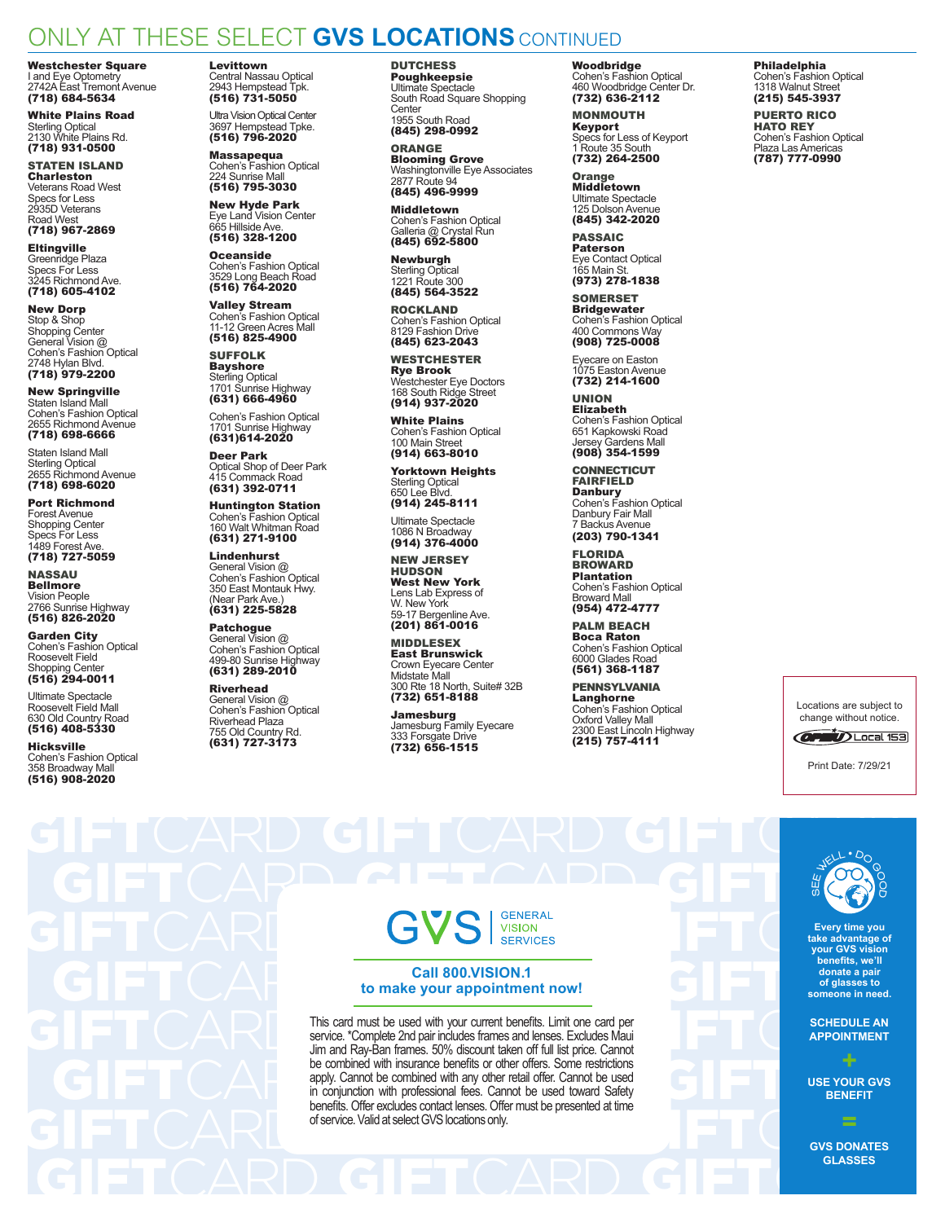# ONLY AT THESE SELECT **GVS LOCATIONS** CONTINUED

**Westchester Square**
I and Eye Optometry
2742A East Tremont Avenue
**(718) 684-5634**

**White Plains Road**
Sterling Optical
2130 White Plains Rd.
**(718) 931-0500**

**STATEN ISLAND**

**Charleston**
Veterans Road West
Specs for Less
2935D Veterans
Road West
**(718) 967-2869**

**Eltingville**
Greenridge Plaza
Specs For Less
3245 Richmond Ave.
**(718) 605-4102**

**New Dorp**
Stop & Shop
Shopping Center
General Vision @
Cohen's Fashion Optical
2748 Hylan Blvd.
**(718) 979-2200**

**New Springville**
Staten Island Mall
Cohen's Fashion Optical
2655 Richmond Avenue
**(718) 698-6666**

Staten Island Mall
Sterling Optical
2655 Richmond Avenue
**(718) 698-6020**

**Port Richmond**
Forest Avenue
Shopping Center
Specs For Less
1489 Forest Ave.
**(718) 727-5059**

**NASSAU**

**Bellmore**
Vision People
2766 Sunrise Highway
**(516) 826-2020**

**Garden City**
Cohen's Fashion Optical
Roosevelt Field
Shopping Center
**(516) 294-0011**

Ultimate Spectacle
Roosevelt Field Mall
630 Old Country Road
**(516) 408-5330**

**Hicksville**
Cohen's Fashion Optical
358 Broadway Mall
**(516) 908-2020**

**Levittown**
Central Nassau Optical
2943 Hempstead Tpk.
**(516) 731-5050**

Ultra Vision Optical Center
3697 Hempstead Tpke.
**(516) 796-2020**

**Massapequa**
Cohen's Fashion Optical
224 Sunrise Mall
**(516) 795-3030**

**New Hyde Park**
Eye Land Vision Center
665 Hillside Ave.
**(516) 328-1200**

**Oceanside**
Cohen's Fashion Optical
3529 Long Beach Road
**(516) 764-2020**

**Valley Stream**
Cohen's Fashion Optical
11-12 Green Acres Mall
**(516) 825-4900**

**SUFFOLK**

**Bayshore**
Sterling Optical
1701 Sunrise Highway
**(631) 666-4960**

Cohen's Fashion Optical
1701 Sunrise Highway
**(631)614-2020**

**Deer Park**
Optical Shop of Deer Park
415 Commack Road
**(631) 392-0711**

**Huntington Station**
Cohen's Fashion Optical
160 Walt Whitman Road
**(631) 271-9100**

**Lindenhurst**
General Vision @
Cohen's Fashion Optical
350 East Montauk Hwy.
(Near Park Ave.)
**(631) 225-5828**

**Patchogue**
General Vision @
Cohen's Fashion Optical
499-80 Sunrise Highway
**(631) 289-2010**

**Riverhead**
General Vision @
Cohen's Fashion Optical
Riverhead Plaza
755 Old Country Rd.
**(631) 727-3173**

**DUTCHESS**

**Poughkeepsie**
Ultimate Spectacle
South Road Square Shopping
Center
1955 South Road
**(845) 298-0992**

**ORANGE**

**Blooming Grove**
Washingtonville Eye Associates
2877 Route 94
**(845) 496-9999**

**Middletown**
Cohen's Fashion Optical
Galleria @ Crystal Run
**(845) 692-5800**

**Newburgh**
Sterling Optical
1221 Route 300
**(845) 564-3522**

**ROCKLAND**
Cohen's Fashion Optical
8129 Fashion Drive
**(845) 623-2043**

**WESTCHESTER**

**Rye Brook**
Westchester Eye Doctors
168 South Ridge Street
**(914) 937-2020**

**White Plains**
Cohen's Fashion Optical
100 Main Street
**(914) 663-8010**

**Yorktown Heights**
Sterling Optical
650 Lee Blvd.
**(914) 245-8111**

Ultimate Spectacle
1086 N Broadway
**(914) 376-4000**

**NEW JERSEY**

**HUDSON**

**West New York**
Lens Lab Express of
W. New York
59-17 Bergenline Ave.
**(201) 861-0016**

**MIDDLESEX**

**East Brunswick**
Crown Eyecare Center
Midstate Mall
300 Rte 18 North, Suite# 32B
**(732) 651-8188**

**Jamesburg**
Jamesburg Family Eyecare
333 Forsgate Drive
**(732) 656-1515**

**Woodbridge**
Cohen's Fashion Optical
460 Woodbridge Center Dr.
**(732) 636-2112**

**MONMOUTH**

**Keyport**
Specs for Less of Keyport
1 Route 35 South
**(732) 264-2500**

**Orange**

**Middletown**
Ultimate Spectacle
125 Dolson Avenue
**(845) 342-2020**

**PASSAIC**

**Paterson**
Eye Contact Optical
165 Main St.
**(973) 278-1838**

**SOMERSET**

**Bridgewater**
Cohen's Fashion Optical
400 Commons Way
**(908) 725-0008**

Eyecare on Easton
1075 Easton Avenue
**(732) 214-1600**

**UNION**

**Elizabeth**
Cohen's Fashion Optical
651 Kapkowski Road
Jersey Gardens Mall
**(908) 354-1599**

**CONNECTICUT**

**FAIRFIELD**

**Danbury**
Cohen's Fashion Optical
Danbury Fair Mall
7 Backus Avenue
**(203) 790-1341**

**FLORIDA**

**BROWARD**

**Plantation**
Cohen's Fashion Optical
Broward Mall
**(954) 472-4777**

**PALM BEACH**

**Boca Raton**
Cohen's Fashion Optical
6000 Glades Road
**(561) 368-1187**

**PENNSYLVANIA**

**Langhorne**
Cohen's Fashion Optical
Oxford Valley Mall
2300 East Lincoln Highway
**(215) 757-4111**

**Philadelphia**
Cohen's Fashion Optical
1318 Walnut Street
**(215) 545-3937**

**PUERTO RICO**

**HATO REY**
Cohen's Fashion Optical
Plaza Las Americas
**(787) 777-0990**

Locations are subject to change without notice.

OPEIU Local 153

Print Date: 7/29/21

GIFT CARD

GVS | GENERAL VISION SERVICES

**Call 800.VISION.1 to make your appointment now!**

This card must be used with your current benefits. Limit one card per service. *Complete 2nd pair includes frames and lenses. Excludes Maui Jim and Ray-Ban frames. 50% discount taken off full list price. Cannot be combined with insurance benefits or other offers. Some restrictions apply. Cannot be combined with any other retail offer. Cannot be used in conjunction with professional fees. Cannot be used toward Safety benefits. Offer excludes contact lenses. Offer must be presented at time of service. Valid at select GVS locations only.

SEE WELL • DO GOOD

**Every time you take advantage of your GVS vision benefits, we'll donate a pair of glasses to someone in need.**

**SCHEDULE AN APPOINTMENT**

**+**

**USE YOUR GVS BENEFIT**

**=**

**GVS DONATES GLASSES**